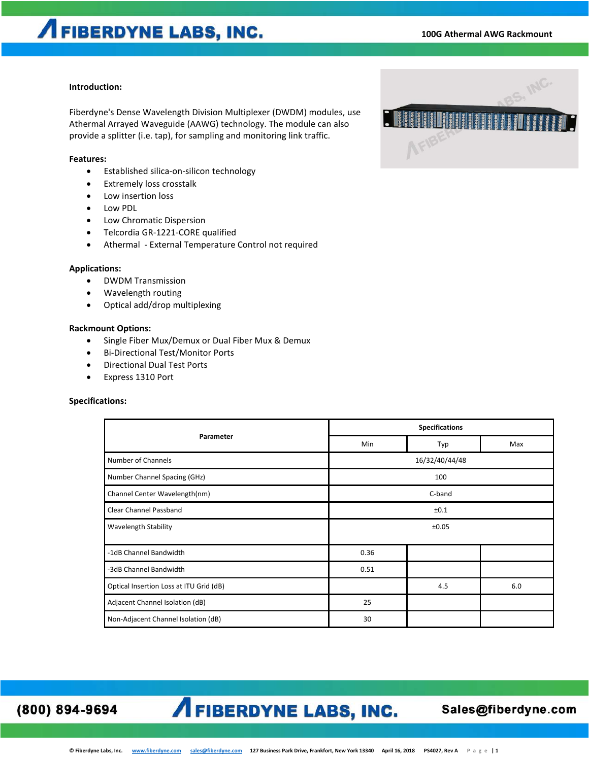## Introduction:

Fiberdyne's Dense Wavelength Division Multiplexer (DWDM) modules, use Athermal Arrayed Waveguide (AAWG) technology. The module can also provide a splitter (i.e. tap), for sampling and monitoring link traffic.

## Features:

- Established silica-on-silicon technology
- Extremely loss crosstalk
- Low insertion loss
- Low PDL
- Low Chromatic Dispersion
- Telcordia GR-1221-CORE qualified
- Athermal - External Temperature Control not required

## Applications:

- DWDM Transmission
- Wavelength routing
- Optical add/drop multiplexing

## Rackmount Options:

- Single Fiber Mux/Demux or Dual Fiber Mux & Demux
- Bi-Directional Test/Monitor Ports
- Directional Dual Test Ports
- Express 1310 Port

## Specifications:

| Parameter | Specifications | | |
|---|---|---|---|
| | Min | Typ | Max |
| Number of Channels | 16/32/40/44/48 | | |
| Number Channel Spacing (GHz) | 100 | | |
| Channel Center Wavelength(nm) | C-band | | |
| Clear Channel Passband | ±0.1 | | |
| Wavelength Stability | ±0.05 | | |
| -1dB Channel Bandwidth | 0.36 | | |
| -3dB Channel Bandwidth | 0.51 | | |
| Optical Insertion Loss at ITU Grid (dB) | | 4.5 | 6.0 |
| Adjacent Channel Isolation (dB) | 25 | | |
| Non-Adjacent Channel Isolation (dB) | 30 | | |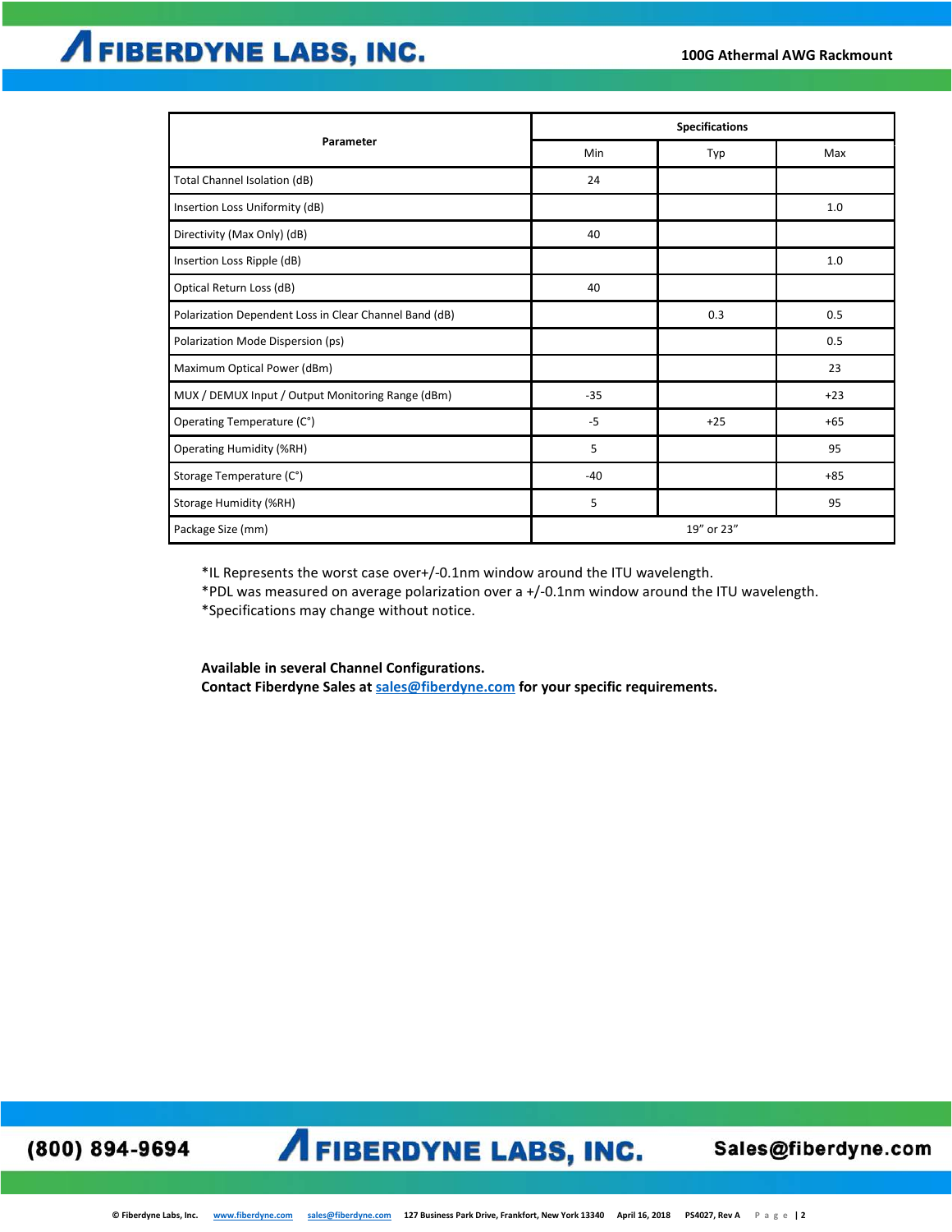| Parameter | Specifications | | |
|---|---|---|---|
| | Min | Typ | Max |
| Total Channel Isolation (dB) | 24 | | |
| Insertion Loss Uniformity (dB) | | | 1.0 |
| Directivity (Max Only) (dB) | 40 | | |
| Insertion Loss Ripple (dB) | | | 1.0 |
| Optical Return Loss (dB) | 40 | | |
| Polarization Dependent Loss in Clear Channel Band (dB) | | 0.3 | 0.5 |
| Polarization Mode Dispersion (ps) | | | 0.5 |
| Maximum Optical Power (dBm) | | | 23 |
| MUX / DEMUX Input / Output Monitoring Range (dBm) | -35 | | +23 |
| Operating Temperature (C°) | -5 | +25 | +65 |
| Operating Humidity (%RH) | 5 | | 95 |
| Storage Temperature (C°) | -40 | | +85 |
| Storage Humidity (%RH) | 5 | | 95 |
| Package Size (mm) | 19" or 23" | | |

*IL Represents the worst case over+/-0.1nm window around the ITU wavelength.
*PDL was measured on average polarization over a +/-0.1nm window around the ITU wavelength.
*Specifications may change without notice.

**Available in several Channel Configurations.**
**Contact Fiberdyne Sales at sales@fiberdyne.com for your specific requirements.**

(800) 894-9694 FIBERDYNE LABS, INC. Sales@fiberdyne.com

© Fiberdyne Labs, Inc. www.fiberdyne.com sales@fiberdyne.com 127 Business Park Drive, Frankfort, New York 13340 April 16, 2018 PS4027, Rev A